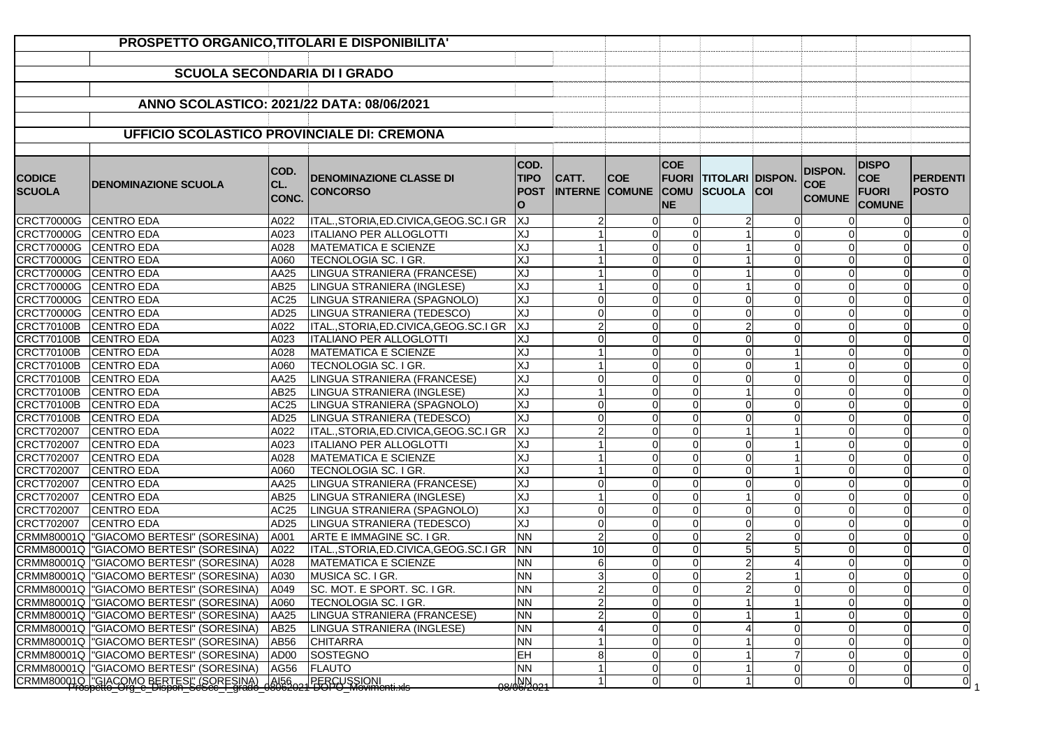# PROSPETTO ORGANICO,TITOLARI E DISPONIBILITA'

## SCUOLA SECONDARIA DI I GRADO

## ANNO SCOLASTICO: 2021/22 DATA: 08/06/2021

## UFFICIO SCOLASTICO PROVINCIALE DI: CREMONA

| CODICE SCUOLA | DENOMINAZIONE SCUOLA | COD. CL. CONC. | DENOMINAZIONE CLASSE DI CONCORSO | COD. TIPO POSTO | CATT. INTERNE | COE COMUNE | COE FUORI COMUNE | TITOLARI SCUOLA | DISPON. COI | DISPON. COE COMUNE | DISPO COE FUORI COMUNE | PERDENTI POSTO |
|---|---|---|---|---|---|---|---|---|---|---|---|---|
| CRCT70000G | CENTRO EDA | A022 | ITAL.,STORIA,ED.CIVICA,GEOG.SC.I GR | XJ | 2 | 0 | 0 | 2 | 0 | 0 | 0 | 0 |
| CRCT70000G | CENTRO EDA | A023 | ITALIANO PER ALLOGLOTTI | XJ | 1 | 0 | 0 | 1 | 0 | 0 | 0 | 0 |
| CRCT70000G | CENTRO EDA | A028 | MATEMATICA E SCIENZE | XJ | 1 | 0 | 0 | 1 | 0 | 0 | 0 | 0 |
| CRCT70000G | CENTRO EDA | A060 | TECNOLOGIA SC. I GR. | XJ | 1 | 0 | 0 | 1 | 0 | 0 | 0 | 0 |
| CRCT70000G | CENTRO EDA | AA25 | LINGUA STRANIERA (FRANCESE) | XJ | 1 | 0 | 0 | 1 | 0 | 0 | 0 | 0 |
| CRCT70000G | CENTRO EDA | AB25 | LINGUA STRANIERA (INGLESE) | XJ | 1 | 0 | 0 | 1 | 0 | 0 | 0 | 0 |
| CRCT70000G | CENTRO EDA | AC25 | LINGUA STRANIERA (SPAGNOLO) | XJ | 0 | 0 | 0 | 0 | 0 | 0 | 0 | 0 |
| CRCT70000G | CENTRO EDA | AD25 | LINGUA STRANIERA (TEDESCO) | XJ | 0 | 0 | 0 | 0 | 0 | 0 | 0 | 0 |
| CRCT70100B | CENTRO EDA | A022 | ITAL.,STORIA,ED.CIVICA,GEOG.SC.I GR | XJ | 2 | 0 | 0 | 2 | 0 | 0 | 0 | 0 |
| CRCT70100B | CENTRO EDA | A023 | ITALIANO PER ALLOGLOTTI | XJ | 0 | 0 | 0 | 0 | 0 | 0 | 0 | 0 |
| CRCT70100B | CENTRO EDA | A028 | MATEMATICA E SCIENZE | XJ | 1 | 0 | 0 | 0 | 1 | 0 | 0 | 0 |
| CRCT70100B | CENTRO EDA | A060 | TECNOLOGIA SC. I GR. | XJ | 1 | 0 | 0 | 0 | 1 | 0 | 0 | 0 |
| CRCT70100B | CENTRO EDA | AA25 | LINGUA STRANIERA (FRANCESE) | XJ | 0 | 0 | 0 | 0 | 0 | 0 | 0 | 0 |
| CRCT70100B | CENTRO EDA | AB25 | LINGUA STRANIERA (INGLESE) | XJ | 1 | 0 | 0 | 1 | 0 | 0 | 0 | 0 |
| CRCT70100B | CENTRO EDA | AC25 | LINGUA STRANIERA (SPAGNOLO) | XJ | 0 | 0 | 0 | 0 | 0 | 0 | 0 | 0 |
| CRCT70100B | CENTRO EDA | AD25 | LINGUA STRANIERA (TEDESCO) | XJ | 0 | 0 | 0 | 0 | 0 | 0 | 0 | 0 |
| CRCT702007 | CENTRO EDA | A022 | ITAL.,STORIA,ED.CIVICA,GEOG.SC.I GR | XJ | 2 | 0 | 0 | 1 | 1 | 0 | 0 | 0 |
| CRCT702007 | CENTRO EDA | A023 | ITALIANO PER ALLOGLOTTI | XJ | 1 | 0 | 0 | 0 | 1 | 0 | 0 | 0 |
| CRCT702007 | CENTRO EDA | A028 | MATEMATICA E SCIENZE | XJ | 1 | 0 | 0 | 0 | 1 | 0 | 0 | 0 |
| CRCT702007 | CENTRO EDA | A060 | TECNOLOGIA SC. I GR. | XJ | 1 | 0 | 0 | 0 | 1 | 0 | 0 | 0 |
| CRCT702007 | CENTRO EDA | AA25 | LINGUA STRANIERA (FRANCESE) | XJ | 0 | 0 | 0 | 0 | 0 | 0 | 0 | 0 |
| CRCT702007 | CENTRO EDA | AB25 | LINGUA STRANIERA (INGLESE) | XJ | 1 | 0 | 0 | 1 | 0 | 0 | 0 | 0 |
| CRCT702007 | CENTRO EDA | AC25 | LINGUA STRANIERA (SPAGNOLO) | XJ | 0 | 0 | 0 | 0 | 0 | 0 | 0 | 0 |
| CRCT702007 | CENTRO EDA | AD25 | LINGUA STRANIERA (TEDESCO) | XJ | 0 | 0 | 0 | 0 | 0 | 0 | 0 | 0 |
| CRMM80001Q | "GIACOMO BERTESI" (SORESINA) | A001 | ARTE E IMMAGINE SC. I GR. | NN | 2 | 0 | 0 | 2 | 0 | 0 | 0 | 0 |
| CRMM80001Q | "GIACOMO BERTESI" (SORESINA) | A022 | ITAL.,STORIA,ED.CIVICA,GEOG.SC.I GR | NN | 10 | 0 | 0 | 5 | 5 | 0 | 0 | 0 |
| CRMM80001Q | "GIACOMO BERTESI" (SORESINA) | A028 | MATEMATICA E SCIENZE | NN | 6 | 0 | 0 | 2 | 4 | 0 | 0 | 0 |
| CRMM80001Q | "GIACOMO BERTESI" (SORESINA) | A030 | MUSICA SC. I GR. | NN | 3 | 0 | 0 | 2 | 1 | 0 | 0 | 0 |
| CRMM80001Q | "GIACOMO BERTESI" (SORESINA) | A049 | SC. MOT. E SPORT. SC. I GR. | NN | 2 | 0 | 0 | 2 | 0 | 0 | 0 | 0 |
| CRMM80001Q | "GIACOMO BERTESI" (SORESINA) | A060 | TECNOLOGIA SC. I GR. | NN | 2 | 0 | 0 | 1 | 1 | 0 | 0 | 0 |
| CRMM80001Q | "GIACOMO BERTESI" (SORESINA) | AA25 | LINGUA STRANIERA (FRANCESE) | NN | 2 | 0 | 0 | 1 | 1 | 0 | 0 | 0 |
| CRMM80001Q | "GIACOMO BERTESI" (SORESINA) | AB25 | LINGUA STRANIERA (INGLESE) | NN | 4 | 0 | 0 | 4 | 0 | 0 | 0 | 0 |
| CRMM80001Q | "GIACOMO BERTESI" (SORESINA) | AB56 | CHITARRA | NN | 1 | 0 | 0 | 1 | 0 | 0 | 0 | 0 |
| CRMM80001Q | "GIACOMO BERTESI" (SORESINA) | AD00 | SOSTEGNO | EH | 8 | 0 | 0 | 1 | 7 | 0 | 0 | 0 |
| CRMM80001Q | "GIACOMO BERTESI" (SORESINA) | AG56 | FLAUTO | NN | 1 | 0 | 0 | 1 | 0 | 0 | 0 | 0 |
| CRMM80001Q | "GIACOMO BERTESI" (SORESINA) | AI56 | PERCUSSIONI | NN | 1 | 0 | 0 | 1 | 0 | 0 | 0 | 0 |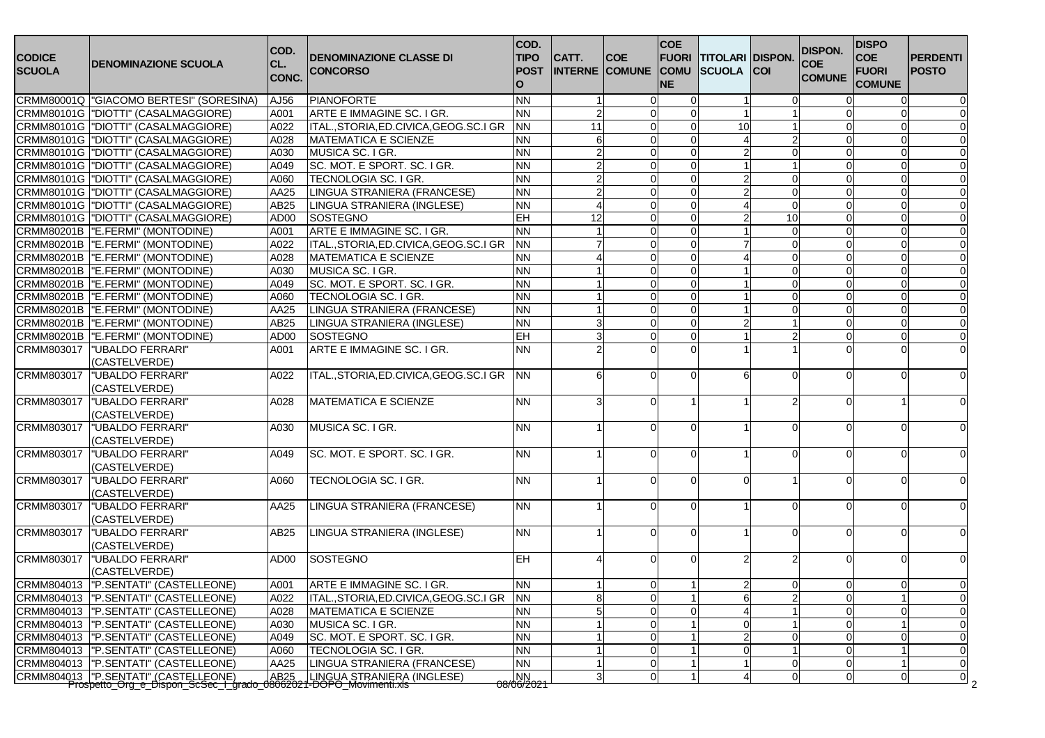| CODICE SCUOLA | DENOMINAZIONE SCUOLA | COD. CL. CONC. | DENOMINAZIONE CLASSE DI CONCORSO | COD. TIPO POSTO | CATT. INTERNE | COE COMUNE | COE FUORI COMUNE | TITOLARI SCUOLA | DISPON. COI | DISPON. COE COMUNE | DISPO COE FUORI COMUNE | PERDENTI POSTO |
|---|---|---|---|---|---|---|---|---|---|---|---|---|
| CRMM80001Q | "GIACOMO BERTESI" (SORESINA) | AJ56 | PIANOFORTE | NN | 1 | 0 | 0 | 1 | 0 | 0 | 0 | 0 |
| CRMM80101G | "DIOTTI" (CASALMAGGIORE) | A001 | ARTE E IMMAGINE SC. I GR. | NN | 2 | 0 | 0 | 1 | 1 | 0 | 0 | 0 |
| CRMM80101G | "DIOTTI" (CASALMAGGIORE) | A022 | ITAL.,STORIA,ED.CIVICA,GEOG.SC.I GR | NN | 11 | 0 | 0 | 10 | 1 | 0 | 0 | 0 |
| CRMM80101G | "DIOTTI" (CASALMAGGIORE) | A028 | MATEMATICA E SCIENZE | NN | 6 | 0 | 0 | 4 | 2 | 0 | 0 | 0 |
| CRMM80101G | "DIOTTI" (CASALMAGGIORE) | A030 | MUSICA SC. I GR. | NN | 2 | 0 | 0 | 2 | 0 | 0 | 0 | 0 |
| CRMM80101G | "DIOTTI" (CASALMAGGIORE) | A049 | SC. MOT. E SPORT. SC. I GR. | NN | 2 | 0 | 0 | 1 | 1 | 0 | 0 | 0 |
| CRMM80101G | "DIOTTI" (CASALMAGGIORE) | A060 | TECNOLOGIA SC. I GR. | NN | 2 | 0 | 0 | 2 | 0 | 0 | 0 | 0 |
| CRMM80101G | "DIOTTI" (CASALMAGGIORE) | AA25 | LINGUA STRANIERA (FRANCESE) | NN | 2 | 0 | 0 | 2 | 0 | 0 | 0 | 0 |
| CRMM80101G | "DIOTTI" (CASALMAGGIORE) | AB25 | LINGUA STRANIERA (INGLESE) | NN | 4 | 0 | 0 | 4 | 0 | 0 | 0 | 0 |
| CRMM80101G | "DIOTTI" (CASALMAGGIORE) | AD00 | SOSTEGNO | EH | 12 | 0 | 0 | 2 | 10 | 0 | 0 | 0 |
| CRMM80201B | "E.FERMI" (MONTODINE) | A001 | ARTE E IMMAGINE SC. I GR. | NN | 1 | 0 | 0 | 1 | 0 | 0 | 0 | 0 |
| CRMM80201B | "E.FERMI" (MONTODINE) | A022 | ITAL.,STORIA,ED.CIVICA,GEOG.SC.I GR | NN | 7 | 0 | 0 | 7 | 0 | 0 | 0 | 0 |
| CRMM80201B | "E.FERMI" (MONTODINE) | A028 | MATEMATICA E SCIENZE | NN | 4 | 0 | 0 | 4 | 0 | 0 | 0 | 0 |
| CRMM80201B | "E.FERMI" (MONTODINE) | A030 | MUSICA SC. I GR. | NN | 1 | 0 | 0 | 1 | 0 | 0 | 0 | 0 |
| CRMM80201B | "E.FERMI" (MONTODINE) | A049 | SC. MOT. E SPORT. SC. I GR. | NN | 1 | 0 | 0 | 1 | 0 | 0 | 0 | 0 |
| CRMM80201B | "E.FERMI" (MONTODINE) | A060 | TECNOLOGIA SC. I GR. | NN | 1 | 0 | 0 | 1 | 0 | 0 | 0 | 0 |
| CRMM80201B | "E.FERMI" (MONTODINE) | AA25 | LINGUA STRANIERA (FRANCESE) | NN | 1 | 0 | 0 | 1 | 0 | 0 | 0 | 0 |
| CRMM80201B | "E.FERMI" (MONTODINE) | AB25 | LINGUA STRANIERA (INGLESE) | NN | 3 | 0 | 0 | 2 | 1 | 0 | 0 | 0 |
| CRMM80201B | "E.FERMI" (MONTODINE) | AD00 | SOSTEGNO | EH | 3 | 0 | 0 | 1 | 2 | 0 | 0 | 0 |
| CRMM803017 | "UBALDO FERRARI" (CASTELVERDE) | A001 | ARTE E IMMAGINE SC. I GR. | NN | 2 | 0 | 0 | 1 | 1 | 0 | 0 | 0 |
| CRMM803017 | "UBALDO FERRARI" (CASTELVERDE) | A022 | ITAL.,STORIA,ED.CIVICA,GEOG.SC.I GR | NN | 6 | 0 | 0 | 6 | 0 | 0 | 0 | 0 |
| CRMM803017 | "UBALDO FERRARI" (CASTELVERDE) | A028 | MATEMATICA E SCIENZE | NN | 3 | 0 | 1 | 1 | 2 | 0 | 1 | 0 |
| CRMM803017 | "UBALDO FERRARI" (CASTELVERDE) | A030 | MUSICA SC. I GR. | NN | 1 | 0 | 0 | 1 | 0 | 0 | 0 | 0 |
| CRMM803017 | "UBALDO FERRARI" (CASTELVERDE) | A049 | SC. MOT. E SPORT. SC. I GR. | NN | 1 | 0 | 0 | 1 | 0 | 0 | 0 | 0 |
| CRMM803017 | "UBALDO FERRARI" (CASTELVERDE) | A060 | TECNOLOGIA SC. I GR. | NN | 1 | 0 | 0 | 0 | 1 | 0 | 0 | 0 |
| CRMM803017 | "UBALDO FERRARI" (CASTELVERDE) | AA25 | LINGUA STRANIERA (FRANCESE) | NN | 1 | 0 | 0 | 1 | 0 | 0 | 0 | 0 |
| CRMM803017 | "UBALDO FERRARI" (CASTELVERDE) | AB25 | LINGUA STRANIERA (INGLESE) | NN | 1 | 0 | 0 | 1 | 0 | 0 | 0 | 0 |
| CRMM803017 | "UBALDO FERRARI" (CASTELVERDE) | AD00 | SOSTEGNO | EH | 4 | 0 | 0 | 2 | 2 | 0 | 0 | 0 |
| CRMM804013 | "P.SENTATI" (CASTELLEONE) | A001 | ARTE E IMMAGINE SC. I GR. | NN | 1 | 0 | 1 | 2 | 0 | 0 | 0 | 0 |
| CRMM804013 | "P.SENTATI" (CASTELLEONE) | A022 | ITAL.,STORIA,ED.CIVICA,GEOG.SC.I GR | NN | 8 | 0 | 1 | 6 | 2 | 0 | 1 | 0 |
| CRMM804013 | "P.SENTATI" (CASTELLEONE) | A028 | MATEMATICA E SCIENZE | NN | 5 | 0 | 0 | 4 | 1 | 0 | 0 | 0 |
| CRMM804013 | "P.SENTATI" (CASTELLEONE) | A030 | MUSICA SC. I GR. | NN | 1 | 0 | 1 | 0 | 1 | 0 | 1 | 0 |
| CRMM804013 | "P.SENTATI" (CASTELLEONE) | A049 | SC. MOT. E SPORT. SC. I GR. | NN | 1 | 0 | 1 | 2 | 0 | 0 | 0 | 0 |
| CRMM804013 | "P.SENTATI" (CASTELLEONE) | A060 | TECNOLOGIA SC. I GR. | NN | 1 | 0 | 1 | 0 | 1 | 0 | 1 | 0 |
| CRMM804013 | "P.SENTATI" (CASTELLEONE) | AA25 | LINGUA STRANIERA (FRANCESE) | NN | 1 | 0 | 1 | 1 | 0 | 0 | 1 | 0 |
| CRMM804013 | "P.SENTATI" (CASTELLEONE) | AB25 | LINGUA STRANIERA (INGLESE) | NN | 3 | 0 | 1 | 4 | 0 | 0 | 0 | 0 |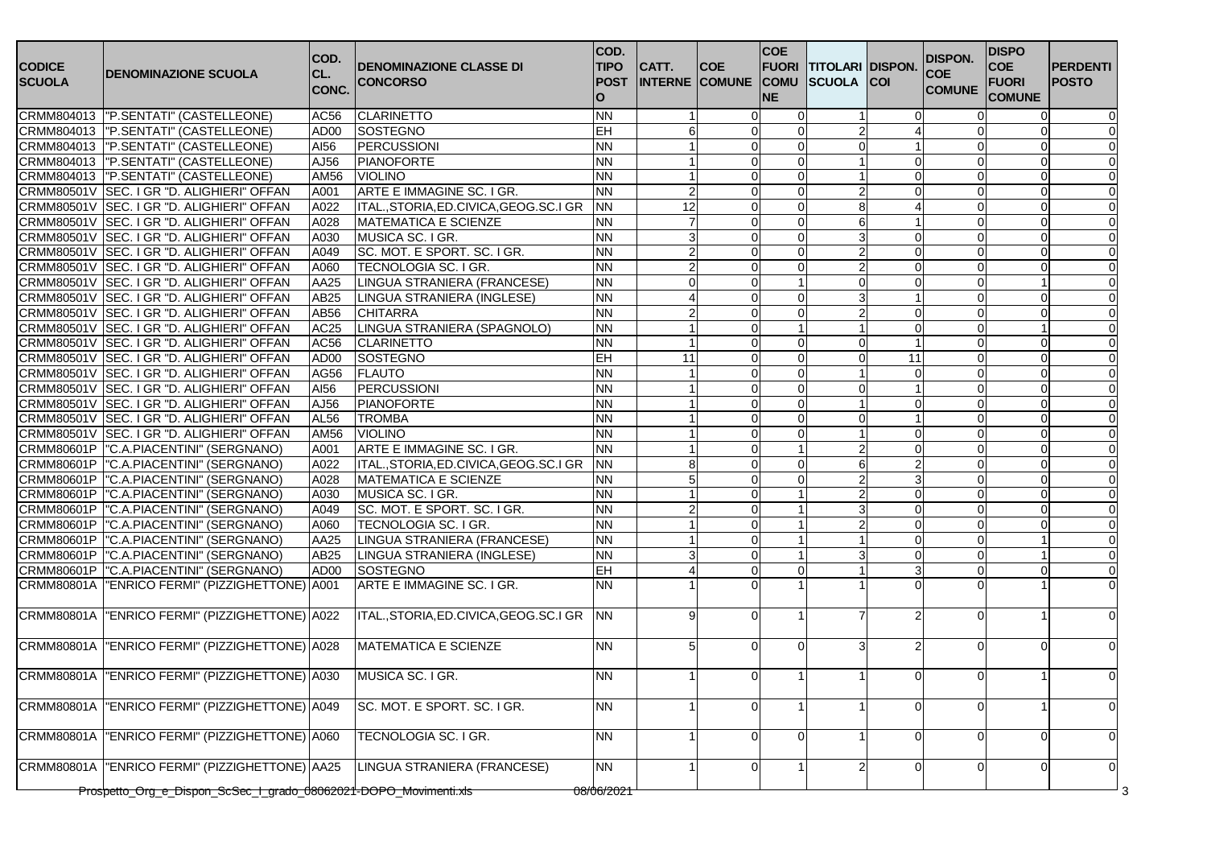| CODICE SCUOLA | DENOMINAZIONE SCUOLA | COD. CL. CONC. | DENOMINAZIONE CLASSE DI CONCORSO | COD. TIPO POSTO | CATT. INTERNE | COE COMUNE | COE FUORI COMUNE | TITOLARI SCUOLA | DISPON. COI | DISPON. COE COMUNE | DISPO COE FUORI COMUNE | PERDENTI POSTO |
|---|---|---|---|---|---|---|---|---|---|---|---|---|
| CRMM804013 | "P.SENTATI" (CASTELLEONE) | AC56 | CLARINETTO | NN | 1 | 0 | 0 | 1 | 0 | 0 | 0 | 0 |
| CRMM804013 | "P.SENTATI" (CASTELLEONE) | AD00 | SOSTEGNO | EH | 6 | 0 | 0 | 2 | 4 | 0 | 0 | 0 |
| CRMM804013 | "P.SENTATI" (CASTELLEONE) | AI56 | PERCUSSIONI | NN | 1 | 0 | 0 | 0 | 1 | 0 | 0 | 0 |
| CRMM804013 | "P.SENTATI" (CASTELLEONE) | AJ56 | PIANOFORTE | NN | 1 | 0 | 0 | 1 | 0 | 0 | 0 | 0 |
| CRMM804013 | "P.SENTATI" (CASTELLEONE) | AM56 | VIOLINO | NN | 1 | 0 | 0 | 1 | 0 | 0 | 0 | 0 |
| CRMM80501V | SEC. I GR "D. ALIGHIERI" OFFAN | A001 | ARTE E IMMAGINE SC. I GR. | NN | 2 | 0 | 0 | 2 | 0 | 0 | 0 | 0 |
| CRMM80501V | SEC. I GR "D. ALIGHIERI" OFFAN | A022 | ITAL.,STORIA,ED.CIVICA,GEOG.SC.I GR | NN | 12 | 0 | 0 | 8 | 4 | 0 | 0 | 0 |
| CRMM80501V | SEC. I GR "D. ALIGHIERI" OFFAN | A028 | MATEMATICA E SCIENZE | NN | 7 | 0 | 0 | 6 | 1 | 0 | 0 | 0 |
| CRMM80501V | SEC. I GR "D. ALIGHIERI" OFFAN | A030 | MUSICA SC. I GR. | NN | 3 | 0 | 0 | 3 | 0 | 0 | 0 | 0 |
| CRMM80501V | SEC. I GR "D. ALIGHIERI" OFFAN | A049 | SC. MOT. E SPORT. SC. I GR. | NN | 2 | 0 | 0 | 2 | 0 | 0 | 0 | 0 |
| CRMM80501V | SEC. I GR "D. ALIGHIERI" OFFAN | A060 | TECNOLOGIA SC. I GR. | NN | 2 | 0 | 0 | 2 | 0 | 0 | 0 | 0 |
| CRMM80501V | SEC. I GR "D. ALIGHIERI" OFFAN | AA25 | LINGUA STRANIERA (FRANCESE) | NN | 0 | 0 | 1 | 0 | 0 | 0 | 1 | 0 |
| CRMM80501V | SEC. I GR "D. ALIGHIERI" OFFAN | AB25 | LINGUA STRANIERA (INGLESE) | NN | 4 | 0 | 0 | 3 | 1 | 0 | 0 | 0 |
| CRMM80501V | SEC. I GR "D. ALIGHIERI" OFFAN | AB56 | CHITARRA | NN | 2 | 0 | 0 | 2 | 0 | 0 | 0 | 0 |
| CRMM80501V | SEC. I GR "D. ALIGHIERI" OFFAN | AC25 | LINGUA STRANIERA (SPAGNOLO) | NN | 1 | 0 | 1 | 1 | 0 | 0 | 1 | 0 |
| CRMM80501V | SEC. I GR "D. ALIGHIERI" OFFAN | AC56 | CLARINETTO | NN | 1 | 0 | 0 | 0 | 1 | 0 | 0 | 0 |
| CRMM80501V | SEC. I GR "D. ALIGHIERI" OFFAN | AD00 | SOSTEGNO | EH | 11 | 0 | 0 | 0 | 11 | 0 | 0 | 0 |
| CRMM80501V | SEC. I GR "D. ALIGHIERI" OFFAN | AG56 | FLAUTO | NN | 1 | 0 | 0 | 1 | 0 | 0 | 0 | 0 |
| CRMM80501V | SEC. I GR "D. ALIGHIERI" OFFAN | AI56 | PERCUSSIONI | NN | 1 | 0 | 0 | 0 | 1 | 0 | 0 | 0 |
| CRMM80501V | SEC. I GR "D. ALIGHIERI" OFFAN | AJ56 | PIANOFORTE | NN | 1 | 0 | 0 | 1 | 0 | 0 | 0 | 0 |
| CRMM80501V | SEC. I GR "D. ALIGHIERI" OFFAN | AL56 | TROMBA | NN | 1 | 0 | 0 | 0 | 1 | 0 | 0 | 0 |
| CRMM80501V | SEC. I GR "D. ALIGHIERI" OFFAN | AM56 | VIOLINO | NN | 1 | 0 | 0 | 1 | 0 | 0 | 0 | 0 |
| CRMM80601P | "C.A.PIACENTINI" (SERGNANO) | A001 | ARTE E IMMAGINE SC. I GR. | NN | 1 | 0 | 1 | 2 | 0 | 0 | 0 | 0 |
| CRMM80601P | "C.A.PIACENTINI" (SERGNANO) | A022 | ITAL.,STORIA,ED.CIVICA,GEOG.SC.I GR | NN | 8 | 0 | 0 | 6 | 2 | 0 | 0 | 0 |
| CRMM80601P | "C.A.PIACENTINI" (SERGNANO) | A028 | MATEMATICA E SCIENZE | NN | 5 | 0 | 0 | 2 | 3 | 0 | 0 | 0 |
| CRMM80601P | "C.A.PIACENTINI" (SERGNANO) | A030 | MUSICA SC. I GR. | NN | 1 | 0 | 1 | 2 | 0 | 0 | 0 | 0 |
| CRMM80601P | "C.A.PIACENTINI" (SERGNANO) | A049 | SC. MOT. E SPORT. SC. I GR. | NN | 2 | 0 | 1 | 3 | 0 | 0 | 0 | 0 |
| CRMM80601P | "C.A.PIACENTINI" (SERGNANO) | A060 | TECNOLOGIA SC. I GR. | NN | 1 | 0 | 1 | 2 | 0 | 0 | 0 | 0 |
| CRMM80601P | "C.A.PIACENTINI" (SERGNANO) | AA25 | LINGUA STRANIERA (FRANCESE) | NN | 1 | 0 | 1 | 1 | 0 | 0 | 1 | 0 |
| CRMM80601P | "C.A.PIACENTINI" (SERGNANO) | AB25 | LINGUA STRANIERA (INGLESE) | NN | 3 | 0 | 1 | 3 | 0 | 0 | 1 | 0 |
| CRMM80601P | "C.A.PIACENTINI" (SERGNANO) | AD00 | SOSTEGNO | EH | 4 | 0 | 0 | 1 | 3 | 0 | 0 | 0 |
| CRMM80801A | "ENRICO FERMI" (PIZZIGHETTONE) | A001 | ARTE E IMMAGINE SC. I GR. | NN | 1 | 0 | 1 | 1 | 0 | 0 | 1 | 0 |
| CRMM80801A | "ENRICO FERMI" (PIZZIGHETTONE) | A022 | ITAL.,STORIA,ED.CIVICA,GEOG.SC.I GR | NN | 9 | 0 | 1 | 7 | 2 | 0 | 1 | 0 |
| CRMM80801A | "ENRICO FERMI" (PIZZIGHETTONE) | A028 | MATEMATICA E SCIENZE | NN | 5 | 0 | 0 | 3 | 2 | 0 | 0 | 0 |
| CRMM80801A | "ENRICO FERMI" (PIZZIGHETTONE) | A030 | MUSICA SC. I GR. | NN | 1 | 0 | 1 | 1 | 0 | 0 | 1 | 0 |
| CRMM80801A | "ENRICO FERMI" (PIZZIGHETTONE) | A049 | SC. MOT. E SPORT. SC. I GR. | NN | 1 | 0 | 1 | 1 | 0 | 0 | 1 | 0 |
| CRMM80801A | "ENRICO FERMI" (PIZZIGHETTONE) | A060 | TECNOLOGIA SC. I GR. | NN | 1 | 0 | 0 | 1 | 0 | 0 | 0 | 0 |
| CRMM80801A | "ENRICO FERMI" (PIZZIGHETTONE) | AA25 | LINGUA STRANIERA (FRANCESE) | NN | 1 | 0 | 1 | 2 | 0 | 0 | 0 | 0 |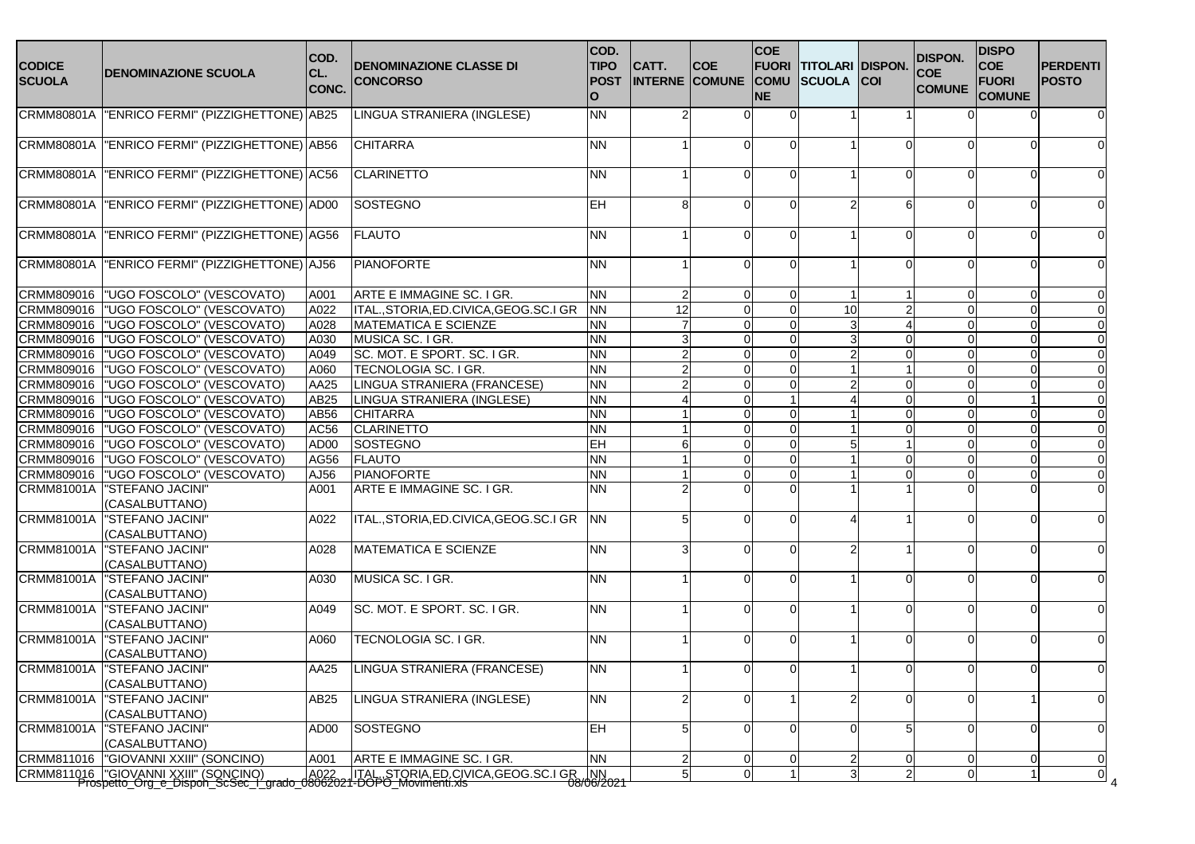| CODICE SCUOLA | DENOMINAZIONE SCUOLA | COD. CL. CONC. | DENOMINAZIONE CLASSE DI CONCORSO | COD. TIPO POSTO | CATT. INTERNE | COE COMUNE | COE FUORI COMUNE | TITOLARI SCUOLA | DISPON. COI | DISPON. COE COMUNE | DISPO COE FUORI COMUNE | PERDENTI POSTO |
|---|---|---|---|---|---|---|---|---|---|---|---|---|
| CRMM80801A | "ENRICO FERMI" (PIZZIGHETTONE) | AB25 | LINGUA STRANIERA (INGLESE) | NN | 2 | 0 | 0 | 1 | 1 | 0 | 0 | 0 |
| CRMM80801A | "ENRICO FERMI" (PIZZIGHETTONE) | AB56 | CHITARRA | NN | 1 | 0 | 0 | 1 | 0 | 0 | 0 | 0 |
| CRMM80801A | "ENRICO FERMI" (PIZZIGHETTONE) | AC56 | CLARINETTO | NN | 1 | 0 | 0 | 1 | 0 | 0 | 0 | 0 |
| CRMM80801A | "ENRICO FERMI" (PIZZIGHETTONE) | AD00 | SOSTEGNO | EH | 8 | 0 | 0 | 2 | 6 | 0 | 0 | 0 |
| CRMM80801A | "ENRICO FERMI" (PIZZIGHETTONE) | AG56 | FLAUTO | NN | 1 | 0 | 0 | 1 | 0 | 0 | 0 | 0 |
| CRMM80801A | "ENRICO FERMI" (PIZZIGHETTONE) | AJ56 | PIANOFORTE | NN | 1 | 0 | 0 | 1 | 0 | 0 | 0 | 0 |
| CRMM809016 | "UGO FOSCOLO" (VESCOVATO) | A001 | ARTE E IMMAGINE SC. I GR. | NN | 2 | 0 | 0 | 1 | 1 | 0 | 0 | 0 |
| CRMM809016 | "UGO FOSCOLO" (VESCOVATO) | A022 | ITAL.,STORIA,ED.CIVICA,GEOG.SC.I GR | NN | 12 | 0 | 0 | 10 | 2 | 0 | 0 | 0 |
| CRMM809016 | "UGO FOSCOLO" (VESCOVATO) | A028 | MATEMATICA E SCIENZE | NN | 7 | 0 | 0 | 3 | 4 | 0 | 0 | 0 |
| CRMM809016 | "UGO FOSCOLO" (VESCOVATO) | A030 | MUSICA SC. I GR. | NN | 3 | 0 | 0 | 3 | 0 | 0 | 0 | 0 |
| CRMM809016 | "UGO FOSCOLO" (VESCOVATO) | A049 | SC. MOT. E SPORT. SC. I GR. | NN | 2 | 0 | 0 | 2 | 0 | 0 | 0 | 0 |
| CRMM809016 | "UGO FOSCOLO" (VESCOVATO) | A060 | TECNOLOGIA SC. I GR. | NN | 2 | 0 | 0 | 1 | 1 | 0 | 0 | 0 |
| CRMM809016 | "UGO FOSCOLO" (VESCOVATO) | AA25 | LINGUA STRANIERA (FRANCESE) | NN | 2 | 0 | 0 | 2 | 0 | 0 | 0 | 0 |
| CRMM809016 | "UGO FOSCOLO" (VESCOVATO) | AB25 | LINGUA STRANIERA (INGLESE) | NN | 4 | 0 | 1 | 4 | 0 | 0 | 1 | 0 |
| CRMM809016 | "UGO FOSCOLO" (VESCOVATO) | AB56 | CHITARRA | NN | 1 | 0 | 0 | 1 | 0 | 0 | 0 | 0 |
| CRMM809016 | "UGO FOSCOLO" (VESCOVATO) | AC56 | CLARINETTO | NN | 1 | 0 | 0 | 1 | 0 | 0 | 0 | 0 |
| CRMM809016 | "UGO FOSCOLO" (VESCOVATO) | AD00 | SOSTEGNO | EH | 6 | 0 | 0 | 5 | 1 | 0 | 0 | 0 |
| CRMM809016 | "UGO FOSCOLO" (VESCOVATO) | AG56 | FLAUTO | NN | 1 | 0 | 0 | 1 | 0 | 0 | 0 | 0 |
| CRMM809016 | "UGO FOSCOLO" (VESCOVATO) | AJ56 | PIANOFORTE | NN | 1 | 0 | 0 | 1 | 0 | 0 | 0 | 0 |
| CRMM81001A | "STEFANO JACINI" (CASALBUTTANO) | A001 | ARTE E IMMAGINE SC. I GR. | NN | 2 | 0 | 0 | 1 | 1 | 0 | 0 | 0 |
| CRMM81001A | "STEFANO JACINI" (CASALBUTTANO) | A022 | ITAL.,STORIA,ED.CIVICA,GEOG.SC.I GR | NN | 5 | 0 | 0 | 4 | 1 | 0 | 0 | 0 |
| CRMM81001A | "STEFANO JACINI" (CASALBUTTANO) | A028 | MATEMATICA E SCIENZE | NN | 3 | 0 | 0 | 2 | 1 | 0 | 0 | 0 |
| CRMM81001A | "STEFANO JACINI" (CASALBUTTANO) | A030 | MUSICA SC. I GR. | NN | 1 | 0 | 0 | 1 | 0 | 0 | 0 | 0 |
| CRMM81001A | "STEFANO JACINI" (CASALBUTTANO) | A049 | SC. MOT. E SPORT. SC. I GR. | NN | 1 | 0 | 0 | 1 | 0 | 0 | 0 | 0 |
| CRMM81001A | "STEFANO JACINI" (CASALBUTTANO) | A060 | TECNOLOGIA SC. I GR. | NN | 1 | 0 | 0 | 1 | 0 | 0 | 0 | 0 |
| CRMM81001A | "STEFANO JACINI" (CASALBUTTANO) | AA25 | LINGUA STRANIERA (FRANCESE) | NN | 1 | 0 | 0 | 1 | 0 | 0 | 0 | 0 |
| CRMM81001A | "STEFANO JACINI" (CASALBUTTANO) | AB25 | LINGUA STRANIERA (INGLESE) | NN | 2 | 0 | 1 | 2 | 0 | 0 | 1 | 0 |
| CRMM81001A | "STEFANO JACINI" (CASALBUTTANO) | AD00 | SOSTEGNO | EH | 5 | 0 | 0 | 0 | 5 | 0 | 0 | 0 |
| CRMM811016 | "GIOVANNI XXIII" (SONCINO) | A001 | ARTE E IMMAGINE SC. I GR. | NN | 2 | 0 | 0 | 2 | 0 | 0 | 0 | 0 |
| CRMM811016 | "GIOVANNI XXIII" (SONCINO) | A022 | ITAL.,STORIA,ED.CIVICA,GEOG.SC.I GR | NN | 5 | 0 | 1 | 3 | 2 | 0 | 1 | 0 |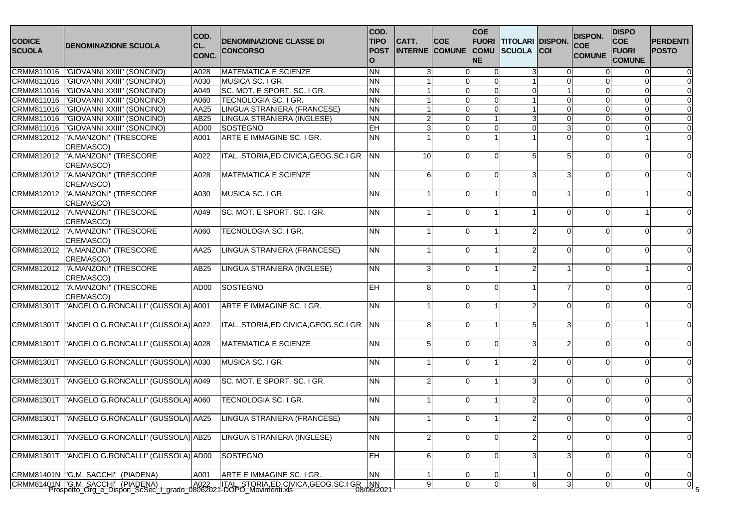| CODICE SCUOLA | DENOMINAZIONE SCUOLA | COD. CL. CONC. | DENOMINAZIONE CLASSE DI CONCORSO | COD. TIPO POSTO | CATT. INTERNE | COE COMUNE | COE FUORI COMUNE | TITOLARI SCUOLA | DISPON. COI | DISPON. COE COMUNE | DISPO COE FUORI COMUNE | PERDENTI POSTO |
|---|---|---|---|---|---|---|---|---|---|---|---|---|
| CRMM811016 | "GIOVANNI XXIII" (SONCINO) | A028 | MATEMATICA E SCIENZE | NN | 3 | 0 | 0 | 3 | 0 | 0 | 0 | 0 |
| CRMM811016 | "GIOVANNI XXIII" (SONCINO) | A030 | MUSICA SC. I GR. | NN | 1 | 0 | 0 | 1 | 0 | 0 | 0 | 0 |
| CRMM811016 | "GIOVANNI XXIII" (SONCINO) | A049 | SC. MOT. E SPORT. SC. I GR. | NN | 1 | 0 | 0 | 0 | 1 | 0 | 0 | 0 |
| CRMM811016 | "GIOVANNI XXIII" (SONCINO) | A060 | TECNOLOGIA SC. I GR. | NN | 1 | 0 | 0 | 1 | 0 | 0 | 0 | 0 |
| CRMM811016 | "GIOVANNI XXIII" (SONCINO) | AA25 | LINGUA STRANIERA (FRANCESE) | NN | 1 | 0 | 0 | 1 | 0 | 0 | 0 | 0 |
| CRMM811016 | "GIOVANNI XXIII" (SONCINO) | AB25 | LINGUA STRANIERA (INGLESE) | NN | 2 | 0 | 1 | 3 | 0 | 0 | 0 | 0 |
| CRMM811016 | "GIOVANNI XXIII" (SONCINO) | AD00 | SOSTEGNO | EH | 3 | 0 | 0 | 0 | 3 | 0 | 0 | 0 |
| CRMM812012 | "A.MANZONI" (TRESCORE CREMASCO) | A001 | ARTE E IMMAGINE SC. I GR. | NN | 1 | 0 | 1 | 1 | 0 | 0 | 1 | 0 |
| CRMM812012 | "A.MANZONI" (TRESCORE CREMASCO) | A022 | ITAL.,STORIA,ED.CIVICA,GEOG.SC.I GR | NN | 10 | 0 | 0 | 5 | 5 | 0 | 0 | 0 |
| CRMM812012 | "A.MANZONI" (TRESCORE CREMASCO) | A028 | MATEMATICA E SCIENZE | NN | 6 | 0 | 0 | 3 | 3 | 0 | 0 | 0 |
| CRMM812012 | "A.MANZONI" (TRESCORE CREMASCO) | A030 | MUSICA SC. I GR. | NN | 1 | 0 | 1 | 0 | 1 | 0 | 1 | 0 |
| CRMM812012 | "A.MANZONI" (TRESCORE CREMASCO) | A049 | SC. MOT. E SPORT. SC. I GR. | NN | 1 | 0 | 1 | 1 | 0 | 0 | 1 | 0 |
| CRMM812012 | "A.MANZONI" (TRESCORE CREMASCO) | A060 | TECNOLOGIA SC. I GR. | NN | 1 | 0 | 1 | 2 | 0 | 0 | 0 | 0 |
| CRMM812012 | "A.MANZONI" (TRESCORE CREMASCO) | AA25 | LINGUA STRANIERA (FRANCESE) | NN | 1 | 0 | 1 | 2 | 0 | 0 | 0 | 0 |
| CRMM812012 | "A.MANZONI" (TRESCORE CREMASCO) | AB25 | LINGUA STRANIERA (INGLESE) | NN | 3 | 0 | 1 | 2 | 1 | 0 | 1 | 0 |
| CRMM812012 | "A.MANZONI" (TRESCORE CREMASCO) | AD00 | SOSTEGNO | EH | 8 | 0 | 0 | 1 | 7 | 0 | 0 | 0 |
| CRMM81301T | "ANGELO G.RONCALLI" (GUSSOLA) | A001 | ARTE E IMMAGINE SC. I GR. | NN | 1 | 0 | 1 | 2 | 0 | 0 | 0 | 0 |
| CRMM81301T | "ANGELO G.RONCALLI" (GUSSOLA) | A022 | ITAL.,STORIA,ED.CIVICA,GEOG.SC.I GR | NN | 8 | 0 | 1 | 5 | 3 | 0 | 1 | 0 |
| CRMM81301T | "ANGELO G.RONCALLI" (GUSSOLA) | A028 | MATEMATICA E SCIENZE | NN | 5 | 0 | 0 | 3 | 2 | 0 | 0 | 0 |
| CRMM81301T | "ANGELO G.RONCALLI" (GUSSOLA) | A030 | MUSICA SC. I GR. | NN | 1 | 0 | 1 | 2 | 0 | 0 | 0 | 0 |
| CRMM81301T | "ANGELO G.RONCALLI" (GUSSOLA) | A049 | SC. MOT. E SPORT. SC. I GR. | NN | 2 | 0 | 1 | 3 | 0 | 0 | 0 | 0 |
| CRMM81301T | "ANGELO G.RONCALLI" (GUSSOLA) | A060 | TECNOLOGIA SC. I GR. | NN | 1 | 0 | 1 | 2 | 0 | 0 | 0 | 0 |
| CRMM81301T | "ANGELO G.RONCALLI" (GUSSOLA) | AA25 | LINGUA STRANIERA (FRANCESE) | NN | 1 | 0 | 1 | 2 | 0 | 0 | 0 | 0 |
| CRMM81301T | "ANGELO G.RONCALLI" (GUSSOLA) | AB25 | LINGUA STRANIERA (INGLESE) | NN | 2 | 0 | 0 | 2 | 0 | 0 | 0 | 0 |
| CRMM81301T | "ANGELO G.RONCALLI" (GUSSOLA) | AD00 | SOSTEGNO | EH | 6 | 0 | 0 | 3 | 3 | 0 | 0 | 0 |
| CRMM81401N | "G.M. SACCHI" (PIADENA) | A001 | ARTE E IMMAGINE SC. I GR. | NN | 1 | 0 | 0 | 1 | 0 | 0 | 0 | 0 |
| CRMM81401N | "G.M. SACCHI" (PIADENA) | A022 | ITAL.,STORIA,ED.CIVICA,GEOG.SC.I GR | NN | 9 | 0 | 0 | 6 | 3 | 0 | 0 | 0 |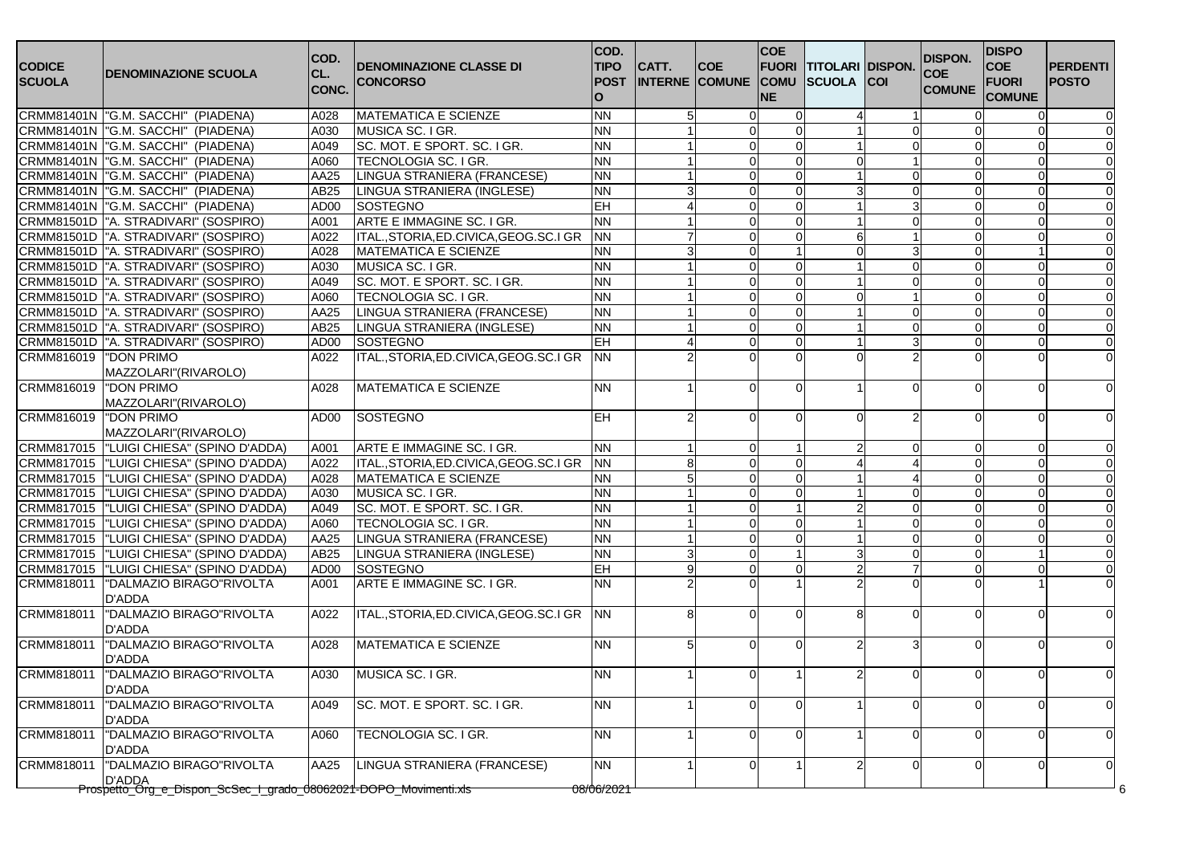| CODICE SCUOLA | DENOMINAZIONE SCUOLA | COD. CL. CONC. | DENOMINAZIONE CLASSE DI CONCORSO | COD. TIPO POSTO | CATT. INTERNE | COE COMUNE | COE FUORI COMUNE | TITOLARI SCUOLA | DISPON. COI | DISPON. COE COMUNE | DISPO COE FUORI COMUNE | PERDENTI POSTO |
|---|---|---|---|---|---|---|---|---|---|---|---|---|
| CRMM81401N | "G.M. SACCHI" (PIADENA) | A028 | MATEMATICA E SCIENZE | NN | 5 | 0 | 0 | 4 | 1 | 0 | 0 | 0 |
| CRMM81401N | "G.M. SACCHI" (PIADENA) | A030 | MUSICA SC. I GR. | NN | 1 | 0 | 0 | 1 | 0 | 0 | 0 | 0 |
| CRMM81401N | "G.M. SACCHI" (PIADENA) | A049 | SC. MOT. E SPORT. SC. I GR. | NN | 1 | 0 | 0 | 1 | 0 | 0 | 0 | 0 |
| CRMM81401N | "G.M. SACCHI" (PIADENA) | A060 | TECNOLOGIA SC. I GR. | NN | 1 | 0 | 0 | 0 | 1 | 0 | 0 | 0 |
| CRMM81401N | "G.M. SACCHI" (PIADENA) | AA25 | LINGUA STRANIERA (FRANCESE) | NN | 1 | 0 | 0 | 1 | 0 | 0 | 0 | 0 |
| CRMM81401N | "G.M. SACCHI" (PIADENA) | AB25 | LINGUA STRANIERA (INGLESE) | NN | 3 | 0 | 0 | 3 | 0 | 0 | 0 | 0 |
| CRMM81401N | "G.M. SACCHI" (PIADENA) | AD00 | SOSTEGNO | EH | 4 | 0 | 0 | 1 | 3 | 0 | 0 | 0 |
| CRMM81501D | "A. STRADIVARI" (SOSPIRO) | A001 | ARTE E IMMAGINE SC. I GR. | NN | 1 | 0 | 0 | 1 | 0 | 0 | 0 | 0 |
| CRMM81501D | "A. STRADIVARI" (SOSPIRO) | A022 | ITAL.,STORIA,ED.CIVICA,GEOG.SC.I GR | NN | 7 | 0 | 0 | 6 | 1 | 0 | 0 | 0 |
| CRMM81501D | "A. STRADIVARI" (SOSPIRO) | A028 | MATEMATICA E SCIENZE | NN | 3 | 0 | 1 | 0 | 3 | 0 | 1 | 0 |
| CRMM81501D | "A. STRADIVARI" (SOSPIRO) | A030 | MUSICA SC. I GR. | NN | 1 | 0 | 0 | 1 | 0 | 0 | 0 | 0 |
| CRMM81501D | "A. STRADIVARI" (SOSPIRO) | A049 | SC. MOT. E SPORT. SC. I GR. | NN | 1 | 0 | 0 | 1 | 0 | 0 | 0 | 0 |
| CRMM81501D | "A. STRADIVARI" (SOSPIRO) | A060 | TECNOLOGIA SC. I GR. | NN | 1 | 0 | 0 | 0 | 1 | 0 | 0 | 0 |
| CRMM81501D | "A. STRADIVARI" (SOSPIRO) | AA25 | LINGUA STRANIERA (FRANCESE) | NN | 1 | 0 | 0 | 1 | 0 | 0 | 0 | 0 |
| CRMM81501D | "A. STRADIVARI" (SOSPIRO) | AB25 | LINGUA STRANIERA (INGLESE) | NN | 1 | 0 | 0 | 1 | 0 | 0 | 0 | 0 |
| CRMM81501D | "A. STRADIVARI" (SOSPIRO) | AD00 | SOSTEGNO | EH | 4 | 0 | 0 | 1 | 3 | 0 | 0 | 0 |
| CRMM816019 | "DON PRIMO MAZZOLARI"(RIVAROLO) | A022 | ITAL.,STORIA,ED.CIVICA,GEOG.SC.I GR | NN | 2 | 0 | 0 | 0 | 2 | 0 | 0 | 0 |
| CRMM816019 | "DON PRIMO MAZZOLARI"(RIVAROLO) | A028 | MATEMATICA E SCIENZE | NN | 1 | 0 | 0 | 1 | 0 | 0 | 0 | 0 |
| CRMM816019 | "DON PRIMO MAZZOLARI"(RIVAROLO) | AD00 | SOSTEGNO | EH | 2 | 0 | 0 | 0 | 2 | 0 | 0 | 0 |
| CRMM817015 | "LUIGI CHIESA" (SPINO D'ADDA) | A001 | ARTE E IMMAGINE SC. I GR. | NN | 1 | 0 | 1 | 2 | 0 | 0 | 0 | 0 |
| CRMM817015 | "LUIGI CHIESA" (SPINO D'ADDA) | A022 | ITAL.,STORIA,ED.CIVICA,GEOG.SC.I GR | NN | 8 | 0 | 0 | 4 | 4 | 0 | 0 | 0 |
| CRMM817015 | "LUIGI CHIESA" (SPINO D'ADDA) | A028 | MATEMATICA E SCIENZE | NN | 5 | 0 | 0 | 1 | 4 | 0 | 0 | 0 |
| CRMM817015 | "LUIGI CHIESA" (SPINO D'ADDA) | A030 | MUSICA SC. I GR. | NN | 1 | 0 | 0 | 1 | 0 | 0 | 0 | 0 |
| CRMM817015 | "LUIGI CHIESA" (SPINO D'ADDA) | A049 | SC. MOT. E SPORT. SC. I GR. | NN | 1 | 0 | 1 | 2 | 0 | 0 | 0 | 0 |
| CRMM817015 | "LUIGI CHIESA" (SPINO D'ADDA) | A060 | TECNOLOGIA SC. I GR. | NN | 1 | 0 | 0 | 1 | 0 | 0 | 0 | 0 |
| CRMM817015 | "LUIGI CHIESA" (SPINO D'ADDA) | AA25 | LINGUA STRANIERA (FRANCESE) | NN | 1 | 0 | 0 | 1 | 0 | 0 | 0 | 0 |
| CRMM817015 | "LUIGI CHIESA" (SPINO D'ADDA) | AB25 | LINGUA STRANIERA (INGLESE) | NN | 3 | 0 | 1 | 3 | 0 | 0 | 1 | 0 |
| CRMM817015 | "LUIGI CHIESA" (SPINO D'ADDA) | AD00 | SOSTEGNO | EH | 9 | 0 | 0 | 2 | 7 | 0 | 0 | 0 |
| CRMM818011 | "DALMAZIO BIRAGO"RIVOLTA D'ADDA | A001 | ARTE E IMMAGINE SC. I GR. | NN | 2 | 0 | 1 | 2 | 0 | 0 | 1 | 0 |
| CRMM818011 | "DALMAZIO BIRAGO"RIVOLTA D'ADDA | A022 | ITAL.,STORIA,ED.CIVICA,GEOG.SC.I GR | NN | 8 | 0 | 0 | 8 | 0 | 0 | 0 | 0 |
| CRMM818011 | "DALMAZIO BIRAGO"RIVOLTA D'ADDA | A028 | MATEMATICA E SCIENZE | NN | 5 | 0 | 0 | 2 | 3 | 0 | 0 | 0 |
| CRMM818011 | "DALMAZIO BIRAGO"RIVOLTA D'ADDA | A030 | MUSICA SC. I GR. | NN | 1 | 0 | 1 | 2 | 0 | 0 | 0 | 0 |
| CRMM818011 | "DALMAZIO BIRAGO"RIVOLTA D'ADDA | A049 | SC. MOT. E SPORT. SC. I GR. | NN | 1 | 0 | 0 | 1 | 0 | 0 | 0 | 0 |
| CRMM818011 | "DALMAZIO BIRAGO"RIVOLTA D'ADDA | A060 | TECNOLOGIA SC. I GR. | NN | 1 | 0 | 0 | 1 | 0 | 0 | 0 | 0 |
| CRMM818011 | "DALMAZIO BIRAGO"RIVOLTA D'ADDA | AA25 | LINGUA STRANIERA (FRANCESE) | NN | 1 | 0 | 1 | 2 | 0 | 0 | 0 | 0 |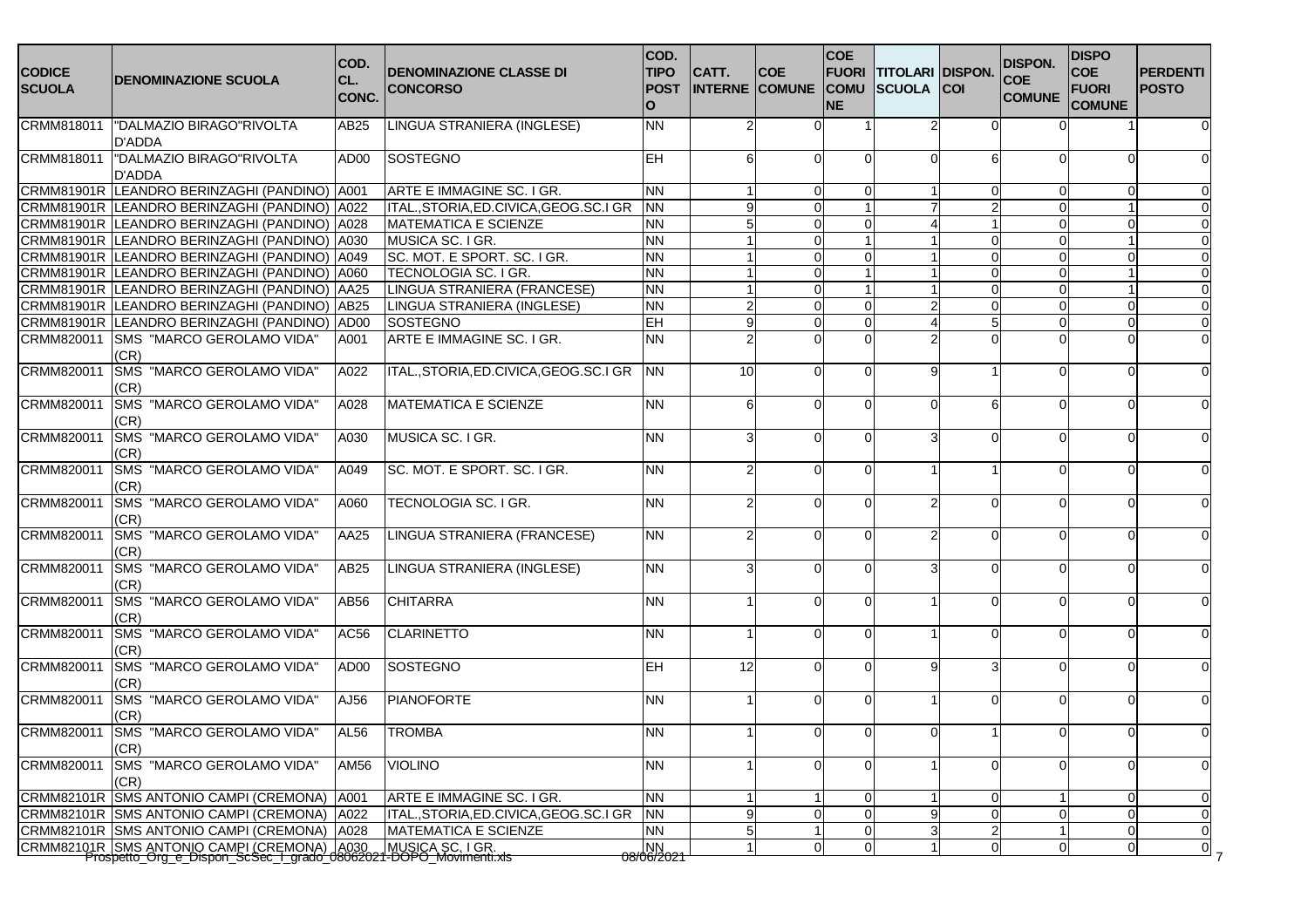| CODICE SCUOLA | DENOMINAZIONE SCUOLA | COD. CL. CONC. | DENOMINAZIONE CLASSE DI CONCORSO | COD. TIPO POSTO | CATT. INTERNE | COE COMUNE | COE FUORI COMUNE | TITOLARI SCUOLA | DISPON. COI | DISPON. COE COMUNE | DISPO COE FUORI COMUNE | PERDENTI POSTO |
|---|---|---|---|---|---|---|---|---|---|---|---|---|
| CRMM818011 | "DALMAZIO BIRAGO"RIVOLTA D'ADDA | AB25 | LINGUA STRANIERA (INGLESE) | NN | 2 | 0 | 1 | 2 | 0 | 0 | 1 | 0 |
| CRMM818011 | "DALMAZIO BIRAGO"RIVOLTA D'ADDA | AD00 | SOSTEGNO | EH | 6 | 0 | 0 | 0 | 6 | 0 | 0 | 0 |
| CRMM81901R | LEANDRO BERINZAGHI (PANDINO) | A001 | ARTE E IMMAGINE SC. I GR. | NN | 1 | 0 | 0 | 1 | 0 | 0 | 0 | 0 |
| CRMM81901R | LEANDRO BERINZAGHI (PANDINO) | A022 | ITAL.,STORIA,ED.CIVICA,GEOG.SC.I GR | NN | 9 | 0 | 1 | 7 | 2 | 0 | 1 | 0 |
| CRMM81901R | LEANDRO BERINZAGHI (PANDINO) | A028 | MATEMATICA E SCIENZE | NN | 5 | 0 | 0 | 4 | 1 | 0 | 0 | 0 |
| CRMM81901R | LEANDRO BERINZAGHI (PANDINO) | A030 | MUSICA SC. I GR. | NN | 1 | 0 | 1 | 1 | 0 | 0 | 1 | 0 |
| CRMM81901R | LEANDRO BERINZAGHI (PANDINO) | A049 | SC. MOT. E SPORT. SC. I GR. | NN | 1 | 0 | 0 | 1 | 0 | 0 | 0 | 0 |
| CRMM81901R | LEANDRO BERINZAGHI (PANDINO) | A060 | TECNOLOGIA SC. I GR. | NN | 1 | 0 | 1 | 1 | 0 | 0 | 1 | 0 |
| CRMM81901R | LEANDRO BERINZAGHI (PANDINO) | AA25 | LINGUA STRANIERA (FRANCESE) | NN | 1 | 0 | 1 | 1 | 0 | 0 | 1 | 0 |
| CRMM81901R | LEANDRO BERINZAGHI (PANDINO) | AB25 | LINGUA STRANIERA (INGLESE) | NN | 2 | 0 | 0 | 2 | 0 | 0 | 0 | 0 |
| CRMM81901R | LEANDRO BERINZAGHI (PANDINO) | AD00 | SOSTEGNO | EH | 9 | 0 | 0 | 4 | 5 | 0 | 0 | 0 |
| CRMM820011 | SMS "MARCO GEROLAMO VIDA" (CR) | A001 | ARTE E IMMAGINE SC. I GR. | NN | 2 | 0 | 0 | 2 | 0 | 0 | 0 | 0 |
| CRMM820011 | SMS "MARCO GEROLAMO VIDA" (CR) | A022 | ITAL.,STORIA,ED.CIVICA,GEOG.SC.I GR | NN | 10 | 0 | 0 | 9 | 1 | 0 | 0 | 0 |
| CRMM820011 | SMS "MARCO GEROLAMO VIDA" (CR) | A028 | MATEMATICA E SCIENZE | NN | 6 | 0 | 0 | 0 | 6 | 0 | 0 | 0 |
| CRMM820011 | SMS "MARCO GEROLAMO VIDA" (CR) | A030 | MUSICA SC. I GR. | NN | 3 | 0 | 0 | 3 | 0 | 0 | 0 | 0 |
| CRMM820011 | SMS "MARCO GEROLAMO VIDA" (CR) | A049 | SC. MOT. E SPORT. SC. I GR. | NN | 2 | 0 | 0 | 1 | 1 | 0 | 0 | 0 |
| CRMM820011 | SMS "MARCO GEROLAMO VIDA" (CR) | A060 | TECNOLOGIA SC. I GR. | NN | 2 | 0 | 0 | 2 | 0 | 0 | 0 | 0 |
| CRMM820011 | SMS "MARCO GEROLAMO VIDA" (CR) | AA25 | LINGUA STRANIERA (FRANCESE) | NN | 2 | 0 | 0 | 2 | 0 | 0 | 0 | 0 |
| CRMM820011 | SMS "MARCO GEROLAMO VIDA" (CR) | AB25 | LINGUA STRANIERA (INGLESE) | NN | 3 | 0 | 0 | 3 | 0 | 0 | 0 | 0 |
| CRMM820011 | SMS "MARCO GEROLAMO VIDA" (CR) | AB56 | CHITARRA | NN | 1 | 0 | 0 | 1 | 0 | 0 | 0 | 0 |
| CRMM820011 | SMS "MARCO GEROLAMO VIDA" (CR) | AC56 | CLARINETTO | NN | 1 | 0 | 0 | 1 | 0 | 0 | 0 | 0 |
| CRMM820011 | SMS "MARCO GEROLAMO VIDA" (CR) | AD00 | SOSTEGNO | EH | 12 | 0 | 0 | 9 | 3 | 0 | 0 | 0 |
| CRMM820011 | SMS "MARCO GEROLAMO VIDA" (CR) | AJ56 | PIANOFORTE | NN | 1 | 0 | 0 | 1 | 0 | 0 | 0 | 0 |
| CRMM820011 | SMS "MARCO GEROLAMO VIDA" (CR) | AL56 | TROMBA | NN | 1 | 0 | 0 | 0 | 1 | 0 | 0 | 0 |
| CRMM820011 | SMS "MARCO GEROLAMO VIDA" (CR) | AM56 | VIOLINO | NN | 1 | 0 | 0 | 1 | 0 | 0 | 0 | 0 |
| CRMM82101R | SMS ANTONIO CAMPI (CREMONA) | A001 | ARTE E IMMAGINE SC. I GR. | NN | 1 | 1 | 0 | 1 | 0 | 1 | 0 | 0 |
| CRMM82101R | SMS ANTONIO CAMPI (CREMONA) | A022 | ITAL.,STORIA,ED.CIVICA,GEOG.SC.I GR | NN | 9 | 0 | 0 | 9 | 0 | 0 | 0 | 0 |
| CRMM82101R | SMS ANTONIO CAMPI (CREMONA) | A028 | MATEMATICA E SCIENZE | NN | 5 | 1 | 0 | 3 | 2 | 1 | 0 | 0 |
| CRMM82101R | SMS ANTONIO CAMPI (CREMONA) | A030 | MUSICA SC. I GR. | NN | 1 | 0 | 0 | 1 | 0 | 0 | 0 | 0 |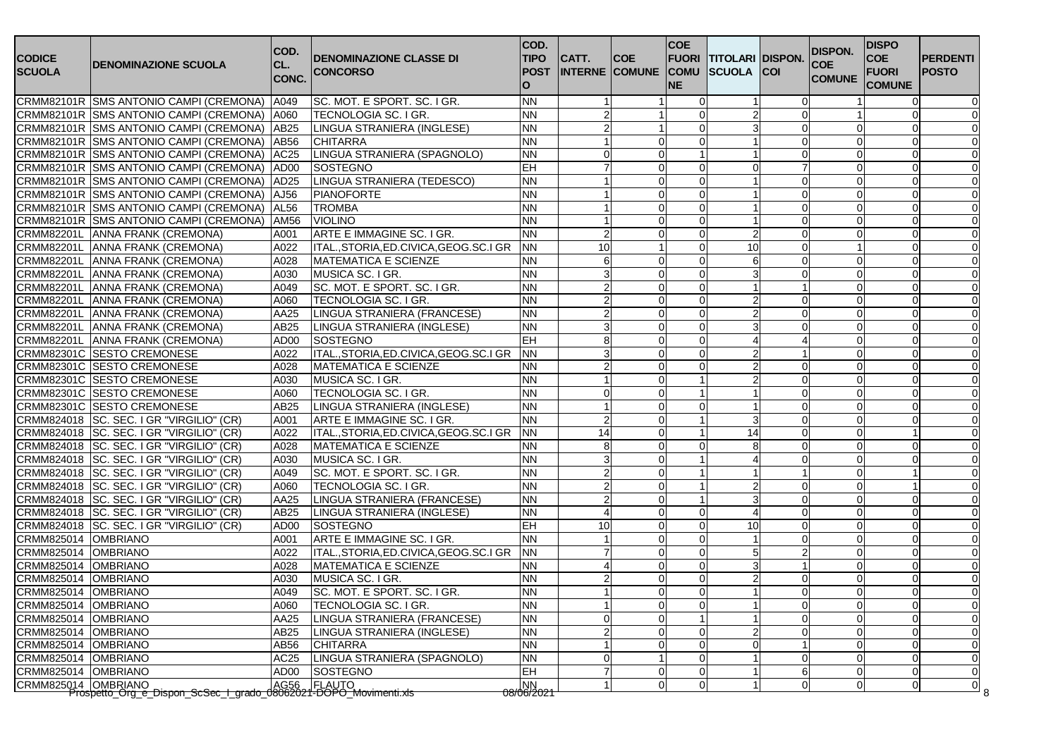| CODICE SCUOLA | DENOMINAZIONE SCUOLA | COD. CL. CONC. | DENOMINAZIONE CLASSE DI CONCORSO | COD. TIPO POSTO | CATT. INTERNE | COE COMUNE | COE FUORI COMUNE | TITOLARI SCUOLA | DISPON. COI | DISPON. COE COMUNE | DISPO COE FUORI COMUNE | PERDENTI POSTO |
|---|---|---|---|---|---|---|---|---|---|---|---|---|
| CRMM82101R | SMS ANTONIO CAMPI (CREMONA) | A049 | SC. MOT. E SPORT. SC. I GR. | NN | 1 | 1 | 0 | 1 | 0 | 1 | 0 | 0 |
| CRMM82101R | SMS ANTONIO CAMPI (CREMONA) | A060 | TECNOLOGIA SC. I GR. | NN | 2 | 1 | 0 | 2 | 0 | 1 | 0 | 0 |
| CRMM82101R | SMS ANTONIO CAMPI (CREMONA) | AB25 | LINGUA STRANIERA (INGLESE) | NN | 2 | 1 | 0 | 3 | 0 | 0 | 0 | 0 |
| CRMM82101R | SMS ANTONIO CAMPI (CREMONA) | AB56 | CHITARRA | NN | 1 | 0 | 0 | 1 | 0 | 0 | 0 | 0 |
| CRMM82101R | SMS ANTONIO CAMPI (CREMONA) | AC25 | LINGUA STRANIERA (SPAGNOLO) | NN | 0 | 0 | 1 | 1 | 0 | 0 | 0 | 0 |
| CRMM82101R | SMS ANTONIO CAMPI (CREMONA) | AD00 | SOSTEGNO | EH | 7 | 0 | 0 | 0 | 7 | 0 | 0 | 0 |
| CRMM82101R | SMS ANTONIO CAMPI (CREMONA) | AD25 | LINGUA STRANIERA (TEDESCO) | NN | 1 | 0 | 0 | 1 | 0 | 0 | 0 | 0 |
| CRMM82101R | SMS ANTONIO CAMPI (CREMONA) | AJ56 | PIANOFORTE | NN | 1 | 0 | 0 | 1 | 0 | 0 | 0 | 0 |
| CRMM82101R | SMS ANTONIO CAMPI (CREMONA) | AL56 | TROMBA | NN | 1 | 0 | 0 | 1 | 0 | 0 | 0 | 0 |
| CRMM82101R | SMS ANTONIO CAMPI (CREMONA) | AM56 | VIOLINO | NN | 1 | 0 | 0 | 1 | 0 | 0 | 0 | 0 |
| CRMM82201L | ANNA FRANK (CREMONA) | A001 | ARTE E IMMAGINE SC. I GR. | NN | 2 | 0 | 0 | 2 | 0 | 0 | 0 | 0 |
| CRMM82201L | ANNA FRANK (CREMONA) | A022 | ITAL.,STORIA,ED.CIVICA,GEOG.SC.I GR | NN | 10 | 1 | 0 | 10 | 0 | 1 | 0 | 0 |
| CRMM82201L | ANNA FRANK (CREMONA) | A028 | MATEMATICA E SCIENZE | NN | 6 | 0 | 0 | 6 | 0 | 0 | 0 | 0 |
| CRMM82201L | ANNA FRANK (CREMONA) | A030 | MUSICA SC. I GR. | NN | 3 | 0 | 0 | 3 | 0 | 0 | 0 | 0 |
| CRMM82201L | ANNA FRANK (CREMONA) | A049 | SC. MOT. E SPORT. SC. I GR. | NN | 2 | 0 | 0 | 1 | 1 | 0 | 0 | 0 |
| CRMM82201L | ANNA FRANK (CREMONA) | A060 | TECNOLOGIA SC. I GR. | NN | 2 | 0 | 0 | 2 | 0 | 0 | 0 | 0 |
| CRMM82201L | ANNA FRANK (CREMONA) | AA25 | LINGUA STRANIERA (FRANCESE) | NN | 2 | 0 | 0 | 2 | 0 | 0 | 0 | 0 |
| CRMM82201L | ANNA FRANK (CREMONA) | AB25 | LINGUA STRANIERA (INGLESE) | NN | 3 | 0 | 0 | 3 | 0 | 0 | 0 | 0 |
| CRMM82201L | ANNA FRANK (CREMONA) | AD00 | SOSTEGNO | EH | 8 | 0 | 0 | 4 | 4 | 0 | 0 | 0 |
| CRMM82301C | SESTO CREMONESE | A022 | ITAL.,STORIA,ED.CIVICA,GEOG.SC.I GR | NN | 3 | 0 | 0 | 2 | 1 | 0 | 0 | 0 |
| CRMM82301C | SESTO CREMONESE | A028 | MATEMATICA E SCIENZE | NN | 2 | 0 | 0 | 2 | 0 | 0 | 0 | 0 |
| CRMM82301C | SESTO CREMONESE | A030 | MUSICA SC. I GR. | NN | 1 | 0 | 1 | 2 | 0 | 0 | 0 | 0 |
| CRMM82301C | SESTO CREMONESE | A060 | TECNOLOGIA SC. I GR. | NN | 0 | 0 | 1 | 1 | 0 | 0 | 0 | 0 |
| CRMM82301C | SESTO CREMONESE | AB25 | LINGUA STRANIERA (INGLESE) | NN | 1 | 0 | 0 | 1 | 0 | 0 | 0 | 0 |
| CRMM824018 | SC. SEC. I GR "VIRGILIO" (CR) | A001 | ARTE E IMMAGINE SC. I GR. | NN | 2 | 0 | 1 | 3 | 0 | 0 | 0 | 0 |
| CRMM824018 | SC. SEC. I GR "VIRGILIO" (CR) | A022 | ITAL.,STORIA,ED.CIVICA,GEOG.SC.I GR | NN | 14 | 0 | 1 | 14 | 0 | 0 | 1 | 0 |
| CRMM824018 | SC. SEC. I GR "VIRGILIO" (CR) | A028 | MATEMATICA E SCIENZE | NN | 8 | 0 | 0 | 8 | 0 | 0 | 0 | 0 |
| CRMM824018 | SC. SEC. I GR "VIRGILIO" (CR) | A030 | MUSICA SC. I GR. | NN | 3 | 0 | 1 | 4 | 0 | 0 | 0 | 0 |
| CRMM824018 | SC. SEC. I GR "VIRGILIO" (CR) | A049 | SC. MOT. E SPORT. SC. I GR. | NN | 2 | 0 | 1 | 1 | 1 | 0 | 1 | 0 |
| CRMM824018 | SC. SEC. I GR "VIRGILIO" (CR) | A060 | TECNOLOGIA SC. I GR. | NN | 2 | 0 | 1 | 2 | 0 | 0 | 1 | 0 |
| CRMM824018 | SC. SEC. I GR "VIRGILIO" (CR) | AA25 | LINGUA STRANIERA (FRANCESE) | NN | 2 | 0 | 1 | 3 | 0 | 0 | 0 | 0 |
| CRMM824018 | SC. SEC. I GR "VIRGILIO" (CR) | AB25 | LINGUA STRANIERA (INGLESE) | NN | 4 | 0 | 0 | 4 | 0 | 0 | 0 | 0 |
| CRMM824018 | SC. SEC. I GR "VIRGILIO" (CR) | AD00 | SOSTEGNO | EH | 10 | 0 | 0 | 10 | 0 | 0 | 0 | 0 |
| CRMM825014 | OMBRIANO | A001 | ARTE E IMMAGINE SC. I GR. | NN | 1 | 0 | 0 | 1 | 0 | 0 | 0 | 0 |
| CRMM825014 | OMBRIANO | A022 | ITAL.,STORIA,ED.CIVICA,GEOG.SC.I GR | NN | 7 | 0 | 0 | 5 | 2 | 0 | 0 | 0 |
| CRMM825014 | OMBRIANO | A028 | MATEMATICA E SCIENZE | NN | 4 | 0 | 0 | 3 | 1 | 0 | 0 | 0 |
| CRMM825014 | OMBRIANO | A030 | MUSICA SC. I GR. | NN | 2 | 0 | 0 | 2 | 0 | 0 | 0 | 0 |
| CRMM825014 | OMBRIANO | A049 | SC. MOT. E SPORT. SC. I GR. | NN | 1 | 0 | 0 | 1 | 0 | 0 | 0 | 0 |
| CRMM825014 | OMBRIANO | A060 | TECNOLOGIA SC. I GR. | NN | 1 | 0 | 0 | 1 | 0 | 0 | 0 | 0 |
| CRMM825014 | OMBRIANO | AA25 | LINGUA STRANIERA (FRANCESE) | NN | 0 | 0 | 1 | 1 | 0 | 0 | 0 | 0 |
| CRMM825014 | OMBRIANO | AB25 | LINGUA STRANIERA (INGLESE) | NN | 2 | 0 | 0 | 2 | 0 | 0 | 0 | 0 |
| CRMM825014 | OMBRIANO | AB56 | CHITARRA | NN | 1 | 0 | 0 | 0 | 1 | 0 | 0 | 0 |
| CRMM825014 | OMBRIANO | AC25 | LINGUA STRANIERA (SPAGNOLO) | NN | 0 | 1 | 0 | 1 | 0 | 0 | 0 | 0 |
| CRMM825014 | OMBRIANO | AD00 | SOSTEGNO | EH | 7 | 0 | 0 | 1 | 6 | 0 | 0 | 0 |
| CRMM825014 | OMBRIANO | AG56 | FLAUTO | NN | 1 | 0 | 0 | 1 | 0 | 0 | 0 | 0 |

Prospetto_Org_e_Dispon_ScSec_I_grado_08062021-DOPO_Movimenti.xls 08/06/2021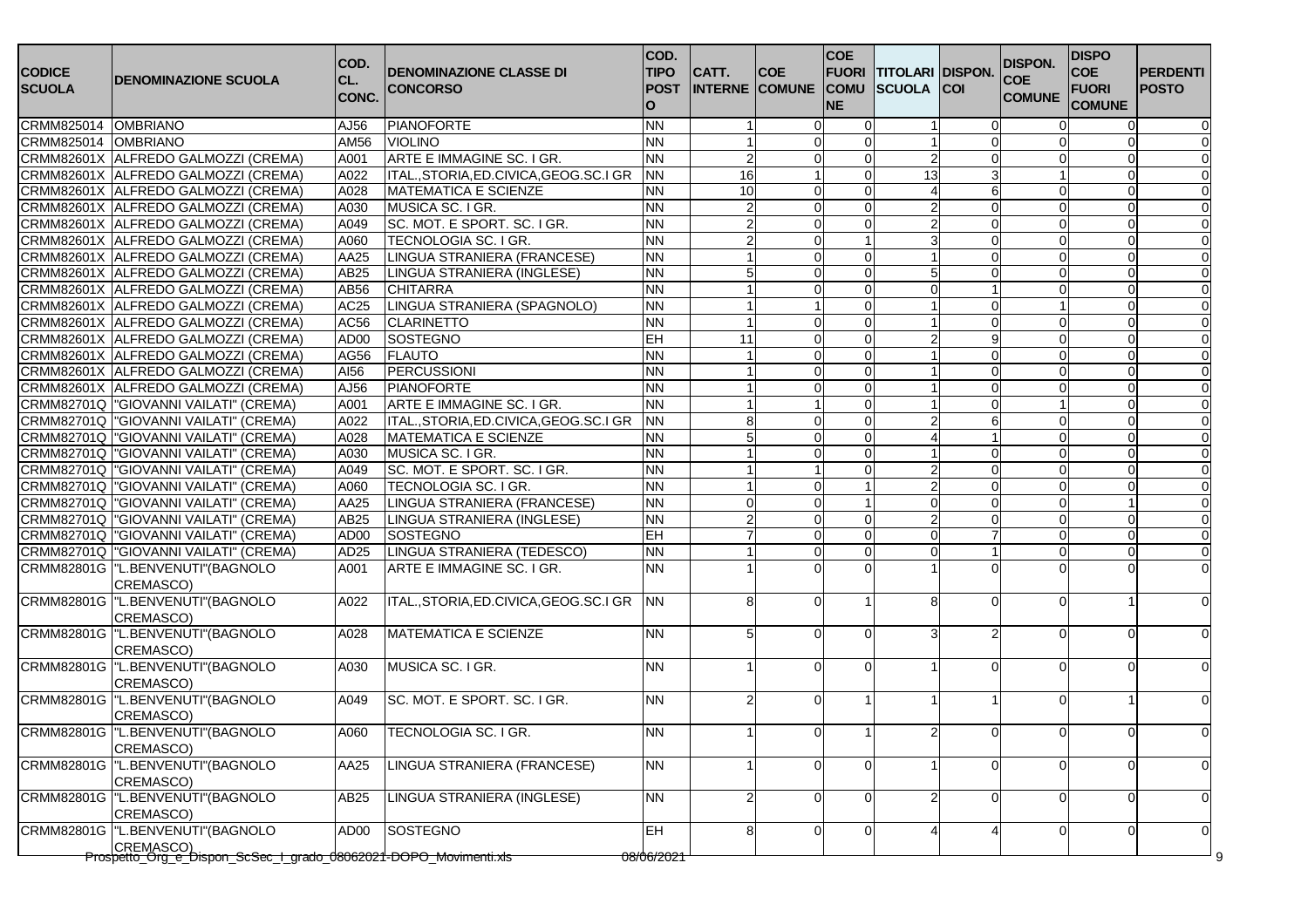| CODICE SCUOLA | DENOMINAZIONE SCUOLA | COD. CL. CONC. | DENOMINAZIONE CLASSE DI CONCORSO | COD. TIPO POSTO | CATT. INTERNE | COE COMUNE | COE FUORI COMUNE | TITOLARI SCUOLA | DISPON. COI | DISPON. COE COMUNE | DISPO COE FUORI COMUNE | PERDENTI POSTO |
|---|---|---|---|---|---|---|---|---|---|---|---|---|
| CRMM825014 | OMBRIANO | AJ56 | PIANOFORTE | NN | 1 | 0 | 0 | 1 | 0 | 0 | 0 | 0 |
| CRMM825014 | OMBRIANO | AM56 | VIOLINO | NN | 1 | 0 | 0 | 1 | 0 | 0 | 0 | 0 |
| CRMM82601X | ALFREDO GALMOZZI (CREMA) | A001 | ARTE E IMMAGINE SC. I GR. | NN | 2 | 0 | 0 | 2 | 0 | 0 | 0 | 0 |
| CRMM82601X | ALFREDO GALMOZZI (CREMA) | A022 | ITAL.,STORIA,ED.CIVICA,GEOG.SC.I GR | NN | 16 | 1 | 0 | 13 | 3 | 1 | 0 | 0 |
| CRMM82601X | ALFREDO GALMOZZI (CREMA) | A028 | MATEMATICA E SCIENZE | NN | 10 | 0 | 0 | 4 | 6 | 0 | 0 | 0 |
| CRMM82601X | ALFREDO GALMOZZI (CREMA) | A030 | MUSICA SC. I GR. | NN | 2 | 0 | 0 | 2 | 0 | 0 | 0 | 0 |
| CRMM82601X | ALFREDO GALMOZZI (CREMA) | A049 | SC. MOT. E SPORT. SC. I GR. | NN | 2 | 0 | 0 | 2 | 0 | 0 | 0 | 0 |
| CRMM82601X | ALFREDO GALMOZZI (CREMA) | A060 | TECNOLOGIA SC. I GR. | NN | 2 | 0 | 1 | 3 | 0 | 0 | 0 | 0 |
| CRMM82601X | ALFREDO GALMOZZI (CREMA) | AA25 | LINGUA STRANIERA (FRANCESE) | NN | 1 | 0 | 0 | 1 | 0 | 0 | 0 | 0 |
| CRMM82601X | ALFREDO GALMOZZI (CREMA) | AB25 | LINGUA STRANIERA (INGLESE) | NN | 5 | 0 | 0 | 5 | 0 | 0 | 0 | 0 |
| CRMM82601X | ALFREDO GALMOZZI (CREMA) | AB56 | CHITARRA | NN | 1 | 0 | 0 | 0 | 1 | 0 | 0 | 0 |
| CRMM82601X | ALFREDO GALMOZZI (CREMA) | AC25 | LINGUA STRANIERA (SPAGNOLO) | NN | 1 | 1 | 0 | 1 | 0 | 1 | 0 | 0 |
| CRMM82601X | ALFREDO GALMOZZI (CREMA) | AC56 | CLARINETTO | NN | 1 | 0 | 0 | 1 | 0 | 0 | 0 | 0 |
| CRMM82601X | ALFREDO GALMOZZI (CREMA) | AD00 | SOSTEGNO | EH | 11 | 0 | 0 | 2 | 9 | 0 | 0 | 0 |
| CRMM82601X | ALFREDO GALMOZZI (CREMA) | AG56 | FLAUTO | NN | 1 | 0 | 0 | 1 | 0 | 0 | 0 | 0 |
| CRMM82601X | ALFREDO GALMOZZI (CREMA) | AI56 | PERCUSSIONI | NN | 1 | 0 | 0 | 1 | 0 | 0 | 0 | 0 |
| CRMM82601X | ALFREDO GALMOZZI (CREMA) | AJ56 | PIANOFORTE | NN | 1 | 0 | 0 | 1 | 0 | 0 | 0 | 0 |
| CRMM82701Q | "GIOVANNI VAILATI" (CREMA) | A001 | ARTE E IMMAGINE SC. I GR. | NN | 1 | 1 | 0 | 1 | 0 | 1 | 0 | 0 |
| CRMM82701Q | "GIOVANNI VAILATI" (CREMA) | A022 | ITAL.,STORIA,ED.CIVICA,GEOG.SC.I GR | NN | 8 | 0 | 0 | 2 | 6 | 0 | 0 | 0 |
| CRMM82701Q | "GIOVANNI VAILATI" (CREMA) | A028 | MATEMATICA E SCIENZE | NN | 5 | 0 | 0 | 4 | 1 | 0 | 0 | 0 |
| CRMM82701Q | "GIOVANNI VAILATI" (CREMA) | A030 | MUSICA SC. I GR. | NN | 1 | 0 | 0 | 1 | 0 | 0 | 0 | 0 |
| CRMM82701Q | "GIOVANNI VAILATI" (CREMA) | A049 | SC. MOT. E SPORT. SC. I GR. | NN | 1 | 1 | 0 | 2 | 0 | 0 | 0 | 0 |
| CRMM82701Q | "GIOVANNI VAILATI" (CREMA) | A060 | TECNOLOGIA SC. I GR. | NN | 1 | 0 | 1 | 2 | 0 | 0 | 0 | 0 |
| CRMM82701Q | "GIOVANNI VAILATI" (CREMA) | AA25 | LINGUA STRANIERA (FRANCESE) | NN | 0 | 0 | 1 | 0 | 0 | 0 | 1 | 0 |
| CRMM82701Q | "GIOVANNI VAILATI" (CREMA) | AB25 | LINGUA STRANIERA (INGLESE) | NN | 2 | 0 | 0 | 2 | 0 | 0 | 0 | 0 |
| CRMM82701Q | "GIOVANNI VAILATI" (CREMA) | AD00 | SOSTEGNO | EH | 7 | 0 | 0 | 0 | 7 | 0 | 0 | 0 |
| CRMM82701Q | "GIOVANNI VAILATI" (CREMA) | AD25 | LINGUA STRANIERA (TEDESCO) | NN | 1 | 0 | 0 | 0 | 1 | 0 | 0 | 0 |
| CRMM82801G | "L.BENVENUTI"(BAGNOLO CREMASCO) | A001 | ARTE E IMMAGINE SC. I GR. | NN | 1 | 0 | 0 | 1 | 0 | 0 | 0 | 0 |
| CRMM82801G | "L.BENVENUTI"(BAGNOLO CREMASCO) | A022 | ITAL.,STORIA,ED.CIVICA,GEOG.SC.I GR | NN | 8 | 0 | 1 | 8 | 0 | 0 | 1 | 0 |
| CRMM82801G | "L.BENVENUTI"(BAGNOLO CREMASCO) | A028 | MATEMATICA E SCIENZE | NN | 5 | 0 | 0 | 3 | 2 | 0 | 0 | 0 |
| CRMM82801G | "L.BENVENUTI"(BAGNOLO CREMASCO) | A030 | MUSICA SC. I GR. | NN | 1 | 0 | 0 | 1 | 0 | 0 | 0 | 0 |
| CRMM82801G | "L.BENVENUTI"(BAGNOLO CREMASCO) | A049 | SC. MOT. E SPORT. SC. I GR. | NN | 2 | 0 | 1 | 1 | 1 | 0 | 1 | 0 |
| CRMM82801G | "L.BENVENUTI"(BAGNOLO CREMASCO) | A060 | TECNOLOGIA SC. I GR. | NN | 1 | 0 | 1 | 2 | 0 | 0 | 0 | 0 |
| CRMM82801G | "L.BENVENUTI"(BAGNOLO CREMASCO) | AA25 | LINGUA STRANIERA (FRANCESE) | NN | 1 | 0 | 0 | 1 | 0 | 0 | 0 | 0 |
| CRMM82801G | "L.BENVENUTI"(BAGNOLO CREMASCO) | AB25 | LINGUA STRANIERA (INGLESE) | NN | 2 | 0 | 0 | 2 | 0 | 0 | 0 | 0 |
| CRMM82801G | "L.BENVENUTI"(BAGNOLO CREMASCO) | AD00 | SOSTEGNO | EH | 8 | 0 | 0 | 4 | 4 | 0 | 0 | 0 |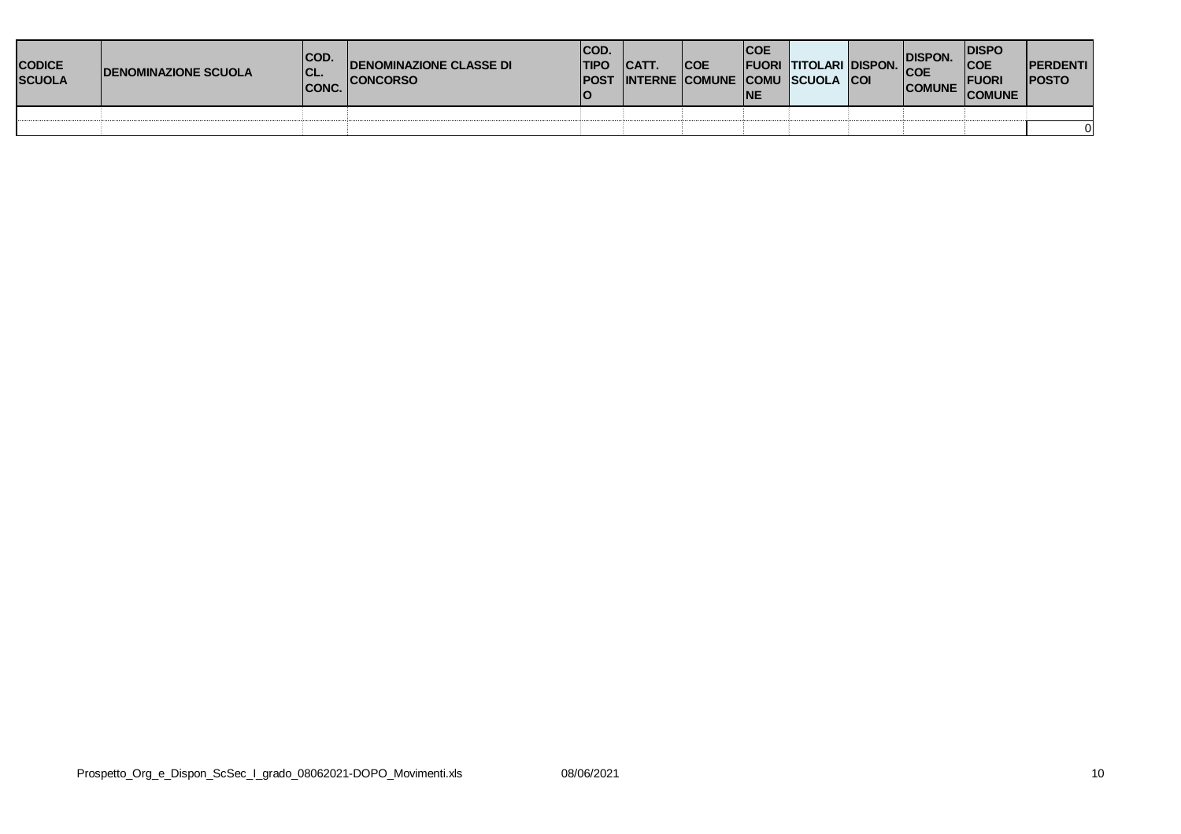| CODICE SCUOLA | DENOMINAZIONE SCUOLA | COD. CL. CONC. | DENOMINAZIONE CLASSE DI CONCORSO | COD. TIPO POSTO | CATT. INTERNE | COE COMUNE | COE FUORI COMUNE | TITOLARI SCUOLA | DISPON. COI | DISPON. COE COMUNE | DISPO COE FUORI COMUNE | PERDENTI POSTO |
|---|---|---|---|---|---|---|---|---|---|---|---|---|
| | | | | | | | | | | | | |
| | | | | | | | | | | | | 0 |